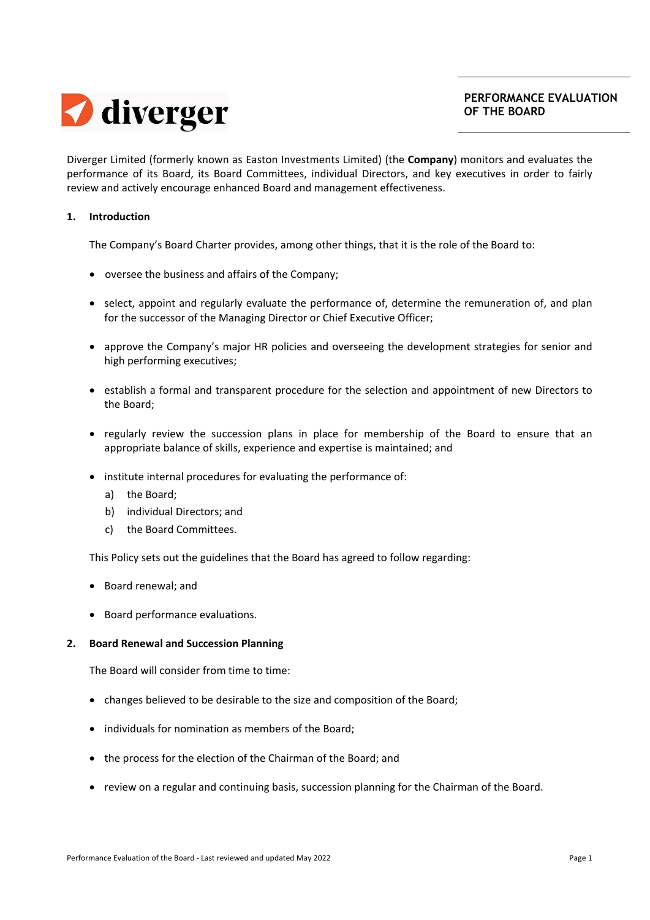# PERFORMANCE EVALUATION OF THE BOARD

Diverger Limited (formerly known as Easton Investments Limited) (the **Company**) monitors and evaluates the performance of its Board, its Board Committees, individual Directors, and key executives in order to fairly review and actively encourage enhanced Board and management effectiveness.

## 1. Introduction

The Company's Board Charter provides, among other things, that it is the role of the Board to:

- oversee the business and affairs of the Company;
- select, appoint and regularly evaluate the performance of, determine the remuneration of, and plan for the successor of the Managing Director or Chief Executive Officer;
- approve the Company's major HR policies and overseeing the development strategies for senior and high performing executives;
- establish a formal and transparent procedure for the selection and appointment of new Directors to the Board;
- regularly review the succession plans in place for membership of the Board to ensure that an appropriate balance of skills, experience and expertise is maintained; and
- institute internal procedures for evaluating the performance of:
  a) the Board;
  b) individual Directors; and
  c) the Board Committees.

This Policy sets out the guidelines that the Board has agreed to follow regarding:

- Board renewal; and
- Board performance evaluations.

## 2. Board Renewal and Succession Planning

The Board will consider from time to time:

- changes believed to be desirable to the size and composition of the Board;
- individuals for nomination as members of the Board;
- the process for the election of the Chairman of the Board; and
- review on a regular and continuing basis, succession planning for the Chairman of the Board.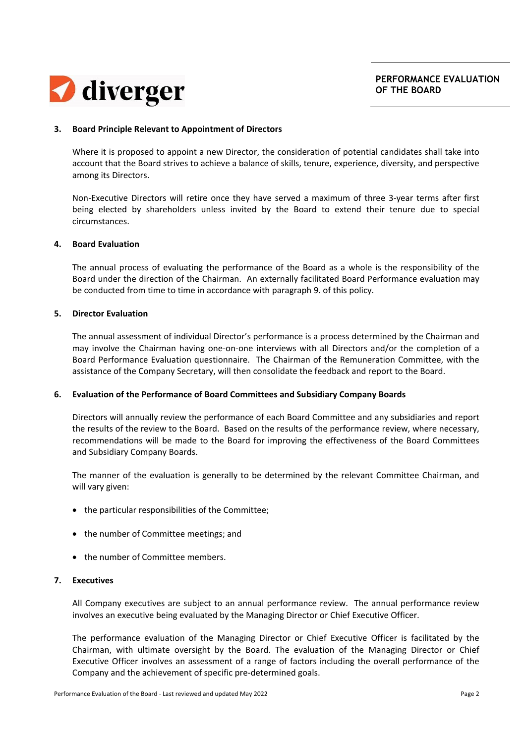## 3. Board Principle Relevant to Appointment of Directors

Where it is proposed to appoint a new Director, the consideration of potential candidates shall take into account that the Board strives to achieve a balance of skills, tenure, experience, diversity, and perspective among its Directors.

Non-Executive Directors will retire once they have served a maximum of three 3-year terms after first being elected by shareholders unless invited by the Board to extend their tenure due to special circumstances.

## 4. Board Evaluation

The annual process of evaluating the performance of the Board as a whole is the responsibility of the Board under the direction of the Chairman. An externally facilitated Board Performance evaluation may be conducted from time to time in accordance with paragraph 9. of this policy.

## 5. Director Evaluation

The annual assessment of individual Director's performance is a process determined by the Chairman and may involve the Chairman having one-on-one interviews with all Directors and/or the completion of a Board Performance Evaluation questionnaire. The Chairman of the Remuneration Committee, with the assistance of the Company Secretary, will then consolidate the feedback and report to the Board.

## 6. Evaluation of the Performance of Board Committees and Subsidiary Company Boards

Directors will annually review the performance of each Board Committee and any subsidiaries and report the results of the review to the Board. Based on the results of the performance review, where necessary, recommendations will be made to the Board for improving the effectiveness of the Board Committees and Subsidiary Company Boards.

The manner of the evaluation is generally to be determined by the relevant Committee Chairman, and will vary given:

- the particular responsibilities of the Committee;
- the number of Committee meetings; and
- the number of Committee members.

## 7. Executives

All Company executives are subject to an annual performance review. The annual performance review involves an executive being evaluated by the Managing Director or Chief Executive Officer.

The performance evaluation of the Managing Director or Chief Executive Officer is facilitated by the Chairman, with ultimate oversight by the Board. The evaluation of the Managing Director or Chief Executive Officer involves an assessment of a range of factors including the overall performance of the Company and the achievement of specific pre-determined goals.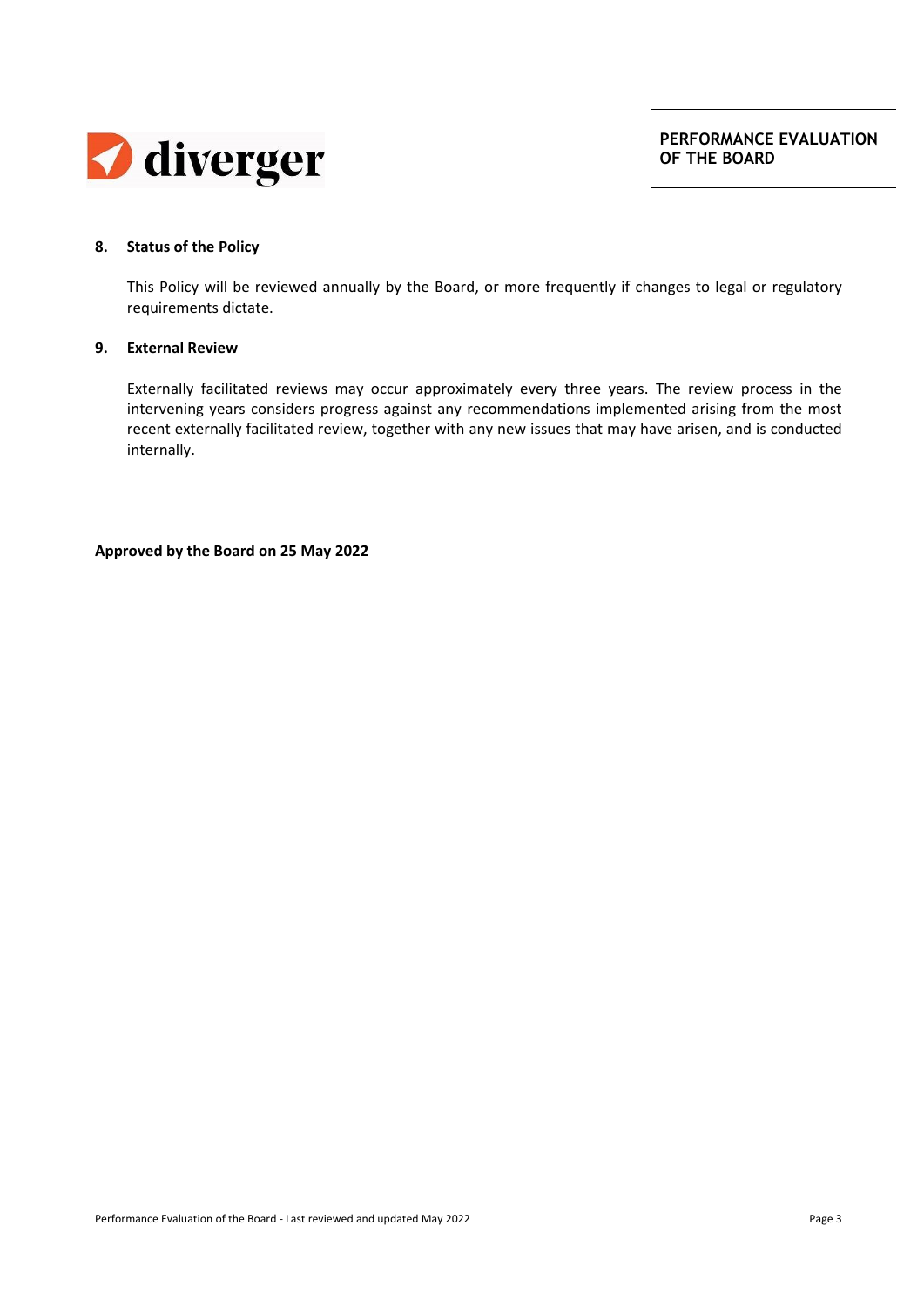## 8. Status of the Policy

This Policy will be reviewed annually by the Board, or more frequently if changes to legal or regulatory requirements dictate.

## 9. External Review

Externally facilitated reviews may occur approximately every three years. The review process in the intervening years considers progress against any recommendations implemented arising from the most recent externally facilitated review, together with any new issues that may have arisen, and is conducted internally.

**Approved by the Board on 25 May 2022**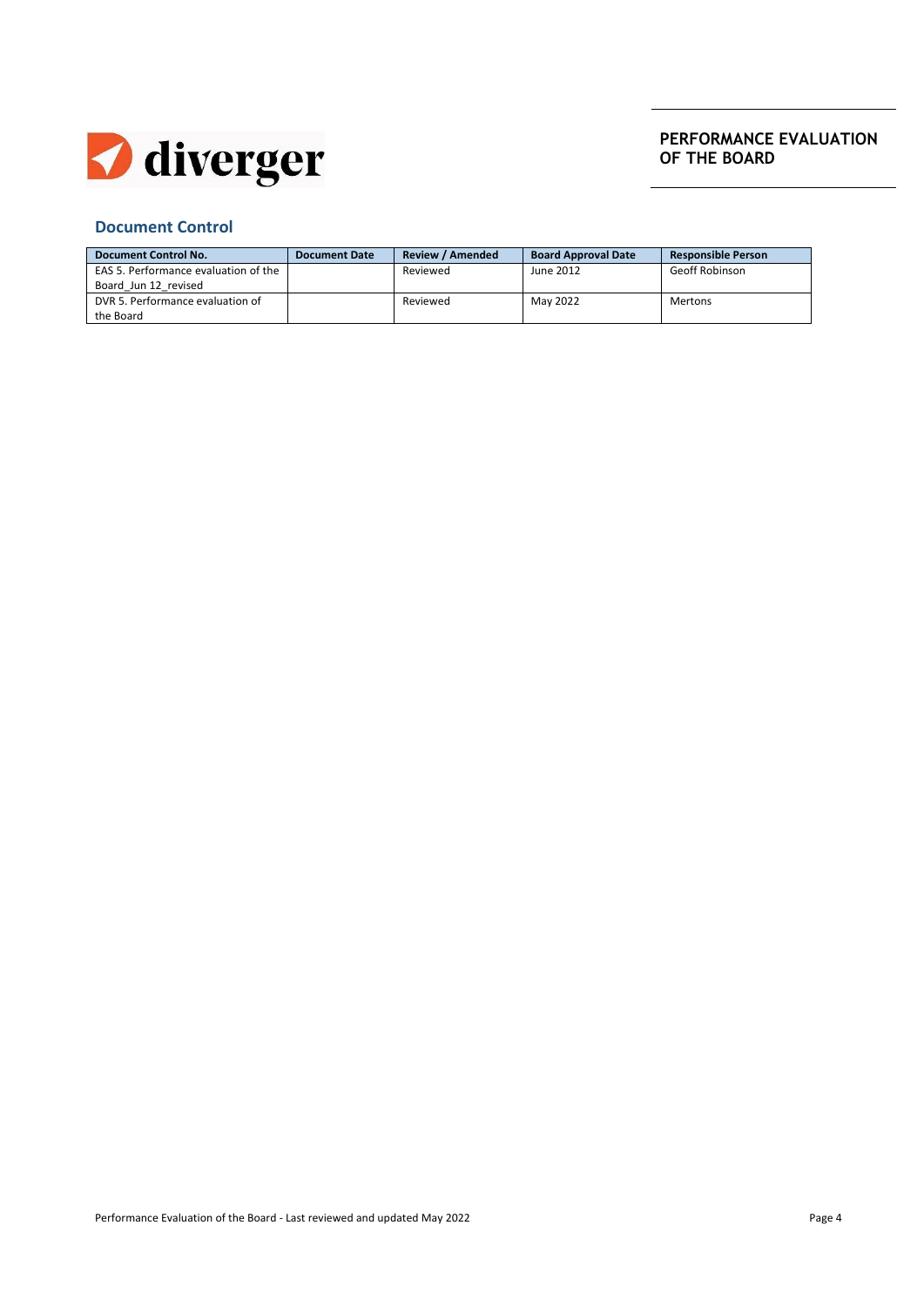## Document Control

| Document Control No. | Document Date | Review / Amended | Board Approval Date | Responsible Person |
|---|---|---|---|---|
| EAS 5. Performance evaluation of the Board_Jun 12_revised | | Reviewed | June 2012 | Geoff Robinson |
| DVR 5. Performance evaluation of the Board | | Reviewed | May 2022 | Mertons |